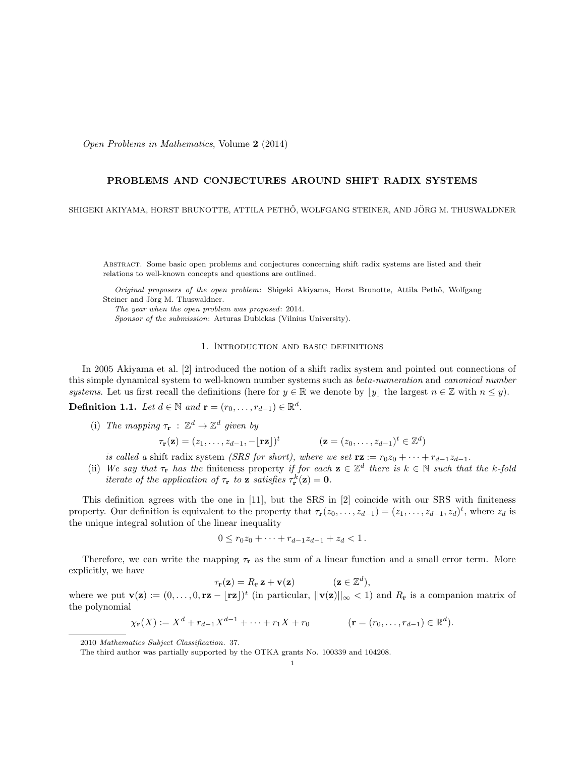*Open Problems in Mathematics*, Volume **2** (2014)

# PROBLEMS AND CONJECTURES AROUND SHIFT RADIX SYSTEMS

SHIGEKI AKIYAMA, HORST BRUNOTTE, ATTILA PETHŐ, WOLFGANG STEINER, AND JÖRG M. THUSWALDNER

Abstract. Some basic open problems and conjectures concerning shift radix systems are listed and their relations to well-known concepts and questions are outlined.

*Original proposers of the open problem*: Shigeki Akiyama, Horst Brunotte, Attila Pethő, Wolfgang Steiner and Jörg M. Thuswaldner.

*The year when the open problem was proposed*: 2014.

*Sponsor of the submission*: Arturas Dubickas (Vilnius University).

## 1. Introduction and basic definitions

In 2005 Akiyama et al. [2] introduced the notion of a shift radix system and pointed out connections of this simple dynamical system to well-known number systems such as *beta-numeration* and *canonical number systems*. Let us first recall the definitions (here for $y \in \mathbb{R}$ we denote by $\lfloor y \rfloor$ the largest $n \in \mathbb{Z}$ with $n \leq y$).

**Definition 1.1.** *Let $d \in \mathbb{N}$ and $\mathbf{r} = (r_0, \ldots, r_{d-1}) \in \mathbb{R}^d$.*

(i) *The mapping $\tau_{\mathbf{r}} : \mathbb{Z}^d \to \mathbb{Z}^d$ given by*

$$\tau_{\mathbf{r}}(\mathbf{z}) = (z_1, \ldots, z_{d-1}, -\lfloor \mathbf{r}\mathbf{z} \rfloor)^t \qquad (\mathbf{z} = (z_0, \ldots, z_{d-1})^t \in \mathbb{Z}^d)$$

*is called a* shift radix system *(SRS for short), where we set $\mathbf{r}\mathbf{z} := r_0 z_0 + \cdots + r_{d-1} z_{d-1}$.*

(ii) *We say that $\tau_{\mathbf{r}}$ has the* finiteness property *if for each $\mathbf{z} \in \mathbb{Z}^d$ there is $k \in \mathbb{N}$ such that the $k$-fold iterate of the application of $\tau_{\mathbf{r}}$ to $\mathbf{z}$ satisfies $\tau_{\mathbf{r}}^k(\mathbf{z}) = \mathbf{0}$.*

This definition agrees with the one in [11], but the SRS in [2] coincide with our SRS with finiteness property. Our definition is equivalent to the property that $\tau_{\mathbf{r}}(z_0, \ldots, z_{d-1}) = (z_1, \ldots, z_{d-1}, z_d)^t$, where $z_d$ is the unique integral solution of the linear inequality

$$0 \leq r_0 z_0 + \cdots + r_{d-1} z_{d-1} + z_d < 1\,.$$

Therefore, we can write the mapping $\tau_{\mathbf{r}}$ as the sum of a linear function and a small error term. More explicitly, we have

$$\tau_{\mathbf{r}}(\mathbf{z}) = R_{\mathbf{r}}\,\mathbf{z} + \mathbf{v}(\mathbf{z}) \qquad (\mathbf{z} \in \mathbb{Z}^d),$$

where we put $\mathbf{v}(\mathbf{z}) := (0, \ldots, 0, \mathbf{r}\mathbf{z} - \lfloor \mathbf{r}\mathbf{z} \rfloor)^t$ (in particular, $||\mathbf{v}(\mathbf{z})||_\infty < 1$) and $R_{\mathbf{r}}$ is a companion matrix of the polynomial

$$\chi_{\mathbf{r}}(X) := X^d + r_{d-1}X^{d-1} + \cdots + r_1 X + r_0 \qquad (\mathbf{r} = (r_0, \ldots, r_{d-1}) \in \mathbb{R}^d).$$

2010 *Mathematics Subject Classification.* 37.

The third author was partially supported by the OTKA grants No. 100339 and 104208.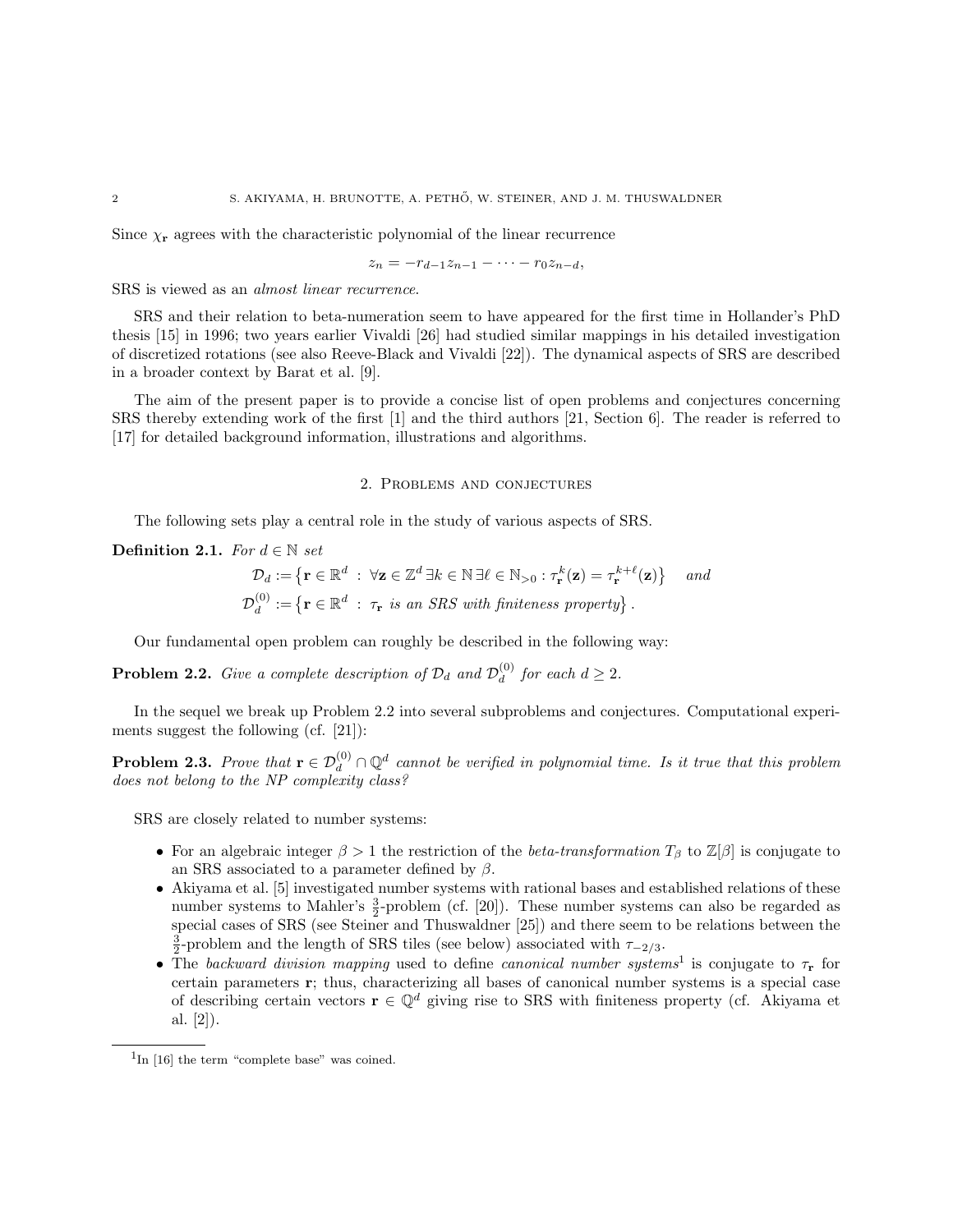Since $\chi_{\mathbf{r}}$ agrees with the characteristic polynomial of the linear recurrence

$$z_n = -r_{d-1}z_{n-1} - \cdots - r_0 z_{n-d},$$

SRS is viewed as an *almost linear recurrence*.

SRS and their relation to beta-numeration seem to have appeared for the first time in Hollander's PhD thesis [15] in 1996; two years earlier Vivaldi [26] had studied similar mappings in his detailed investigation of discretized rotations (see also Reeve-Black and Vivaldi [22]). The dynamical aspects of SRS are described in a broader context by Barat et al. [9].

The aim of the present paper is to provide a concise list of open problems and conjectures concerning SRS thereby extending work of the first [1] and the third authors [21, Section 6]. The reader is referred to [17] for detailed background information, illustrations and algorithms.

## 2. Problems and conjectures

The following sets play a central role in the study of various aspects of SRS.

**Definition 2.1.** *For $d \in \mathbb{N}$ set*

$$\mathcal{D}_d := \left\{ \mathbf{r} \in \mathbb{R}^d \;:\; \forall \mathbf{z} \in \mathbb{Z}^d \, \exists k \in \mathbb{N} \, \exists \ell \in \mathbb{N}_{>0} : \tau_{\mathbf{r}}^k(\mathbf{z}) = \tau_{\mathbf{r}}^{k+\ell}(\mathbf{z}) \right\} \quad \textit{and}$$

$$\mathcal{D}_d^{(0)} := \left\{ \mathbf{r} \in \mathbb{R}^d \;:\; \tau_{\mathbf{r}} \textit{ is an SRS with finiteness property} \right\}.$$

Our fundamental open problem can roughly be described in the following way:

**Problem 2.2.** *Give a complete description of $\mathcal{D}_d$ and $\mathcal{D}_d^{(0)}$ for each $d \geq 2$.*

In the sequel we break up Problem 2.2 into several subproblems and conjectures. Computational experiments suggest the following (cf. [21]):

**Problem 2.3.** *Prove that $\mathbf{r} \in \mathcal{D}_d^{(0)} \cap \mathbb{Q}^d$ cannot be verified in polynomial time. Is it true that this problem does not belong to the NP complexity class?*

SRS are closely related to number systems:

- For an algebraic integer $\beta > 1$ the restriction of the *beta-transformation* $T_\beta$ to $\mathbb{Z}[\beta]$ is conjugate to an SRS associated to a parameter defined by $\beta$.
- Akiyama et al. [5] investigated number systems with rational bases and established relations of these number systems to Mahler's $\frac{3}{2}$-problem (cf. [20]). These number systems can also be regarded as special cases of SRS (see Steiner and Thuswaldner [25]) and there seem to be relations between the $\frac{3}{2}$-problem and the length of SRS tiles (see below) associated with $\tau_{-2/3}$.
- The *backward division mapping* used to define *canonical number systems*[1] is conjugate to $\tau_{\mathbf{r}}$ for certain parameters $\mathbf{r}$; thus, characterizing all bases of canonical number systems is a special case of describing certain vectors $\mathbf{r} \in \mathbb{Q}^d$ giving rise to SRS with finiteness property (cf. Akiyama et al. [2]).

[1] In [16] the term "complete base" was coined.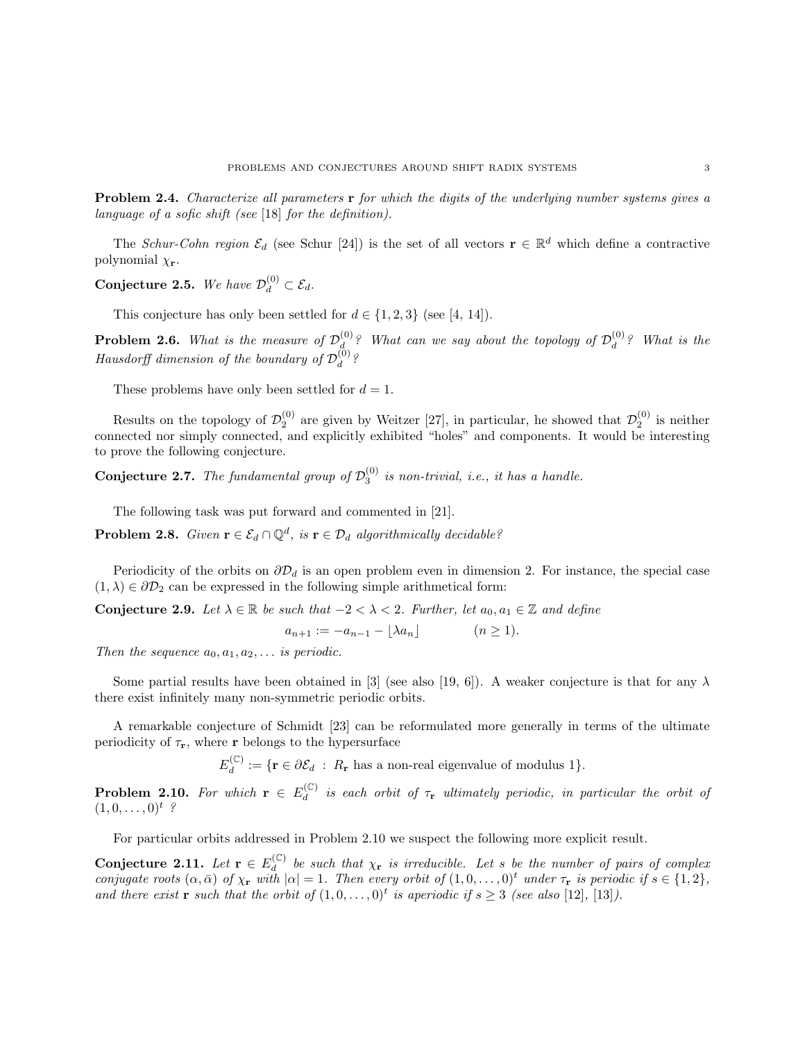**Problem 2.4.** *Characterize all parameters* $\mathbf{r}$ *for which the digits of the underlying number systems gives a language of a sofic shift (see [18] for the definition).*

The *Schur-Cohn region* $\mathcal{E}_d$ (see Schur [24]) is the set of all vectors $\mathbf{r} \in \mathbb{R}^d$ which define a contractive polynomial $\chi_{\mathbf{r}}$.

**Conjecture 2.5.** *We have* $\mathcal{D}_d^{(0)} \subset \mathcal{E}_d$.

This conjecture has only been settled for $d \in \{1, 2, 3\}$ (see [4, 14]).

**Problem 2.6.** *What is the measure of* $\mathcal{D}_d^{(0)}$*? What can we say about the topology of* $\mathcal{D}_d^{(0)}$*? What is the Hausdorff dimension of the boundary of* $\mathcal{D}_d^{(0)}$*?*

These problems have only been settled for $d = 1$.

Results on the topology of $\mathcal{D}_2^{(0)}$ are given by Weitzer [27], in particular, he showed that $\mathcal{D}_2^{(0)}$ is neither connected nor simply connected, and explicitly exhibited "holes" and components. It would be interesting to prove the following conjecture.

**Conjecture 2.7.** *The fundamental group of* $\mathcal{D}_3^{(0)}$ *is non-trivial, i.e., it has a handle.*

The following task was put forward and commented in [21].

**Problem 2.8.** *Given* $\mathbf{r} \in \mathcal{E}_d \cap \mathbb{Q}^d$*, is* $\mathbf{r} \in \mathcal{D}_d$ *algorithmically decidable?*

Periodicity of the orbits on $\partial\mathcal{D}_d$ is an open problem even in dimension 2. For instance, the special case $(1, \lambda) \in \partial\mathcal{D}_2$ can be expressed in the following simple arithmetical form:

**Conjecture 2.9.** *Let* $\lambda \in \mathbb{R}$ *be such that* $-2 < \lambda < 2$*. Further, let* $a_0, a_1 \in \mathbb{Z}$ *and define*

$$a_{n+1} := -a_{n-1} - \lfloor \lambda a_n \rfloor \qquad (n \geq 1).$$

*Then the sequence* $a_0, a_1, a_2, \ldots$ *is periodic.*

Some partial results have been obtained in [3] (see also [19, 6]). A weaker conjecture is that for any $\lambda$ there exist infinitely many non-symmetric periodic orbits.

A remarkable conjecture of Schmidt [23] can be reformulated more generally in terms of the ultimate periodicity of $\tau_{\mathbf{r}}$, where $\mathbf{r}$ belongs to the hypersurface

$$E_d^{(\mathbb{C})} := \{\mathbf{r} \in \partial\mathcal{E}_d \ : \ R_{\mathbf{r}} \text{ has a non-real eigenvalue of modulus } 1\}.$$

**Problem 2.10.** *For which* $\mathbf{r} \in E_d^{(\mathbb{C})}$ *is each orbit of* $\tau_{\mathbf{r}}$ *ultimately periodic, in particular the orbit of* $(1, 0, \ldots, 0)^t$ *?*

For particular orbits addressed in Problem 2.10 we suspect the following more explicit result.

**Conjecture 2.11.** *Let* $\mathbf{r} \in E_d^{(\mathbb{C})}$ *be such that* $\chi_{\mathbf{r}}$ *is irreducible. Let* $s$ *be the number of pairs of complex conjugate roots* $(\alpha, \bar{\alpha})$ *of* $\chi_{\mathbf{r}}$ *with* $|\alpha| = 1$*. Then every orbit of* $(1, 0, \ldots, 0)^t$ *under* $\tau_{\mathbf{r}}$ *is periodic if* $s \in \{1, 2\}$*, and there exist* $\mathbf{r}$ *such that the orbit of* $(1, 0, \ldots, 0)^t$ *is aperiodic if* $s \geq 3$ *(see also [12], [13]).*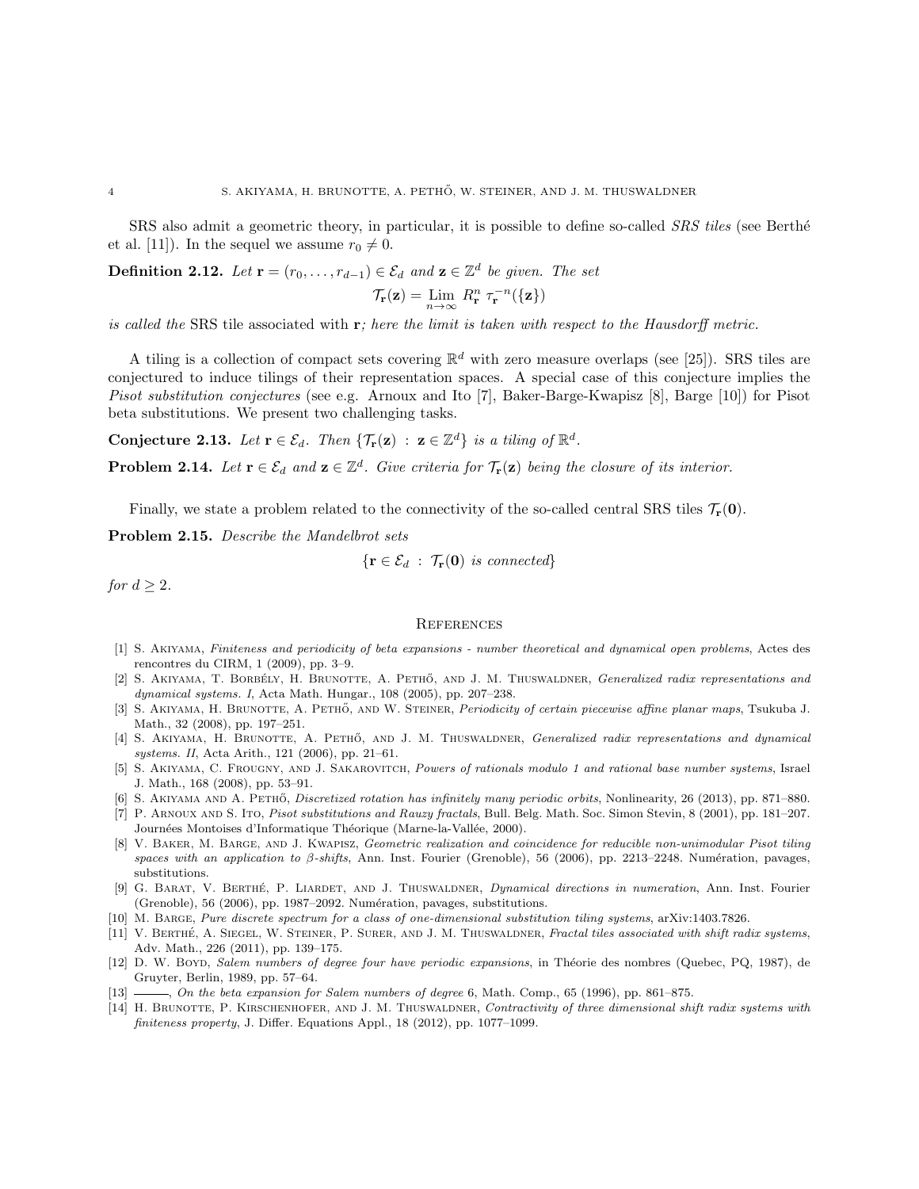SRS also admit a geometric theory, in particular, it is possible to define so-called *SRS tiles* (see Berthé et al. [11]). In the sequel we assume $r_0 \neq 0$.

**Definition 2.12.** *Let* $\mathbf{r} = (r_0, \ldots, r_{d-1}) \in \mathcal{E}_d$ *and* $\mathbf{z} \in \mathbb{Z}^d$ *be given. The set*

$$\mathcal{T}_{\mathbf{r}}(\mathbf{z}) = \operatorname*{Lim}_{n\to\infty} R_{\mathbf{r}}^n \, \tau_{\mathbf{r}}^{-n}(\{\mathbf{z}\})$$

*is called the* SRS tile associated with $\mathbf{r}$*; here the limit is taken with respect to the Hausdorff metric.*

A tiling is a collection of compact sets covering $\mathbb{R}^d$ with zero measure overlaps (see [25]). SRS tiles are conjectured to induce tilings of their representation spaces. A special case of this conjecture implies the *Pisot substitution conjectures* (see e.g. Arnoux and Ito [7], Baker-Barge-Kwapisz [8], Barge [10]) for Pisot beta substitutions. We present two challenging tasks.

**Conjecture 2.13.** *Let* $\mathbf{r} \in \mathcal{E}_d$*. Then* $\{\mathcal{T}_{\mathbf{r}}(\mathbf{z}) \;:\; \mathbf{z} \in \mathbb{Z}^d\}$ *is a tiling of* $\mathbb{R}^d$*.*

**Problem 2.14.** *Let* $\mathbf{r} \in \mathcal{E}_d$ *and* $\mathbf{z} \in \mathbb{Z}^d$*. Give criteria for* $\mathcal{T}_{\mathbf{r}}(\mathbf{z})$ *being the closure of its interior.*

Finally, we state a problem related to the connectivity of the so-called central SRS tiles $\mathcal{T}_{\mathbf{r}}(\mathbf{0})$.

**Problem 2.15.** *Describe the Mandelbrot sets*

$$\{\mathbf{r} \in \mathcal{E}_d \;:\; \mathcal{T}_{\mathbf{r}}(\mathbf{0}) \text{ is connected}\}$$

*for* $d \geq 2$*.*

## References

[1] S. Akiyama, *Finiteness and periodicity of beta expansions - number theoretical and dynamical open problems*, Actes des rencontres du CIRM, 1 (2009), pp. 3–9.

[2] S. Akiyama, T. Borbély, H. Brunotte, A. Pethő, and J. M. Thuswaldner, *Generalized radix representations and dynamical systems. I*, Acta Math. Hungar., 108 (2005), pp. 207–238.

[3] S. Akiyama, H. Brunotte, A. Pethő, and W. Steiner, *Periodicity of certain piecewise affine planar maps*, Tsukuba J. Math., 32 (2008), pp. 197–251.

[4] S. Akiyama, H. Brunotte, A. Pethő, and J. M. Thuswaldner, *Generalized radix representations and dynamical systems. II*, Acta Arith., 121 (2006), pp. 21–61.

[5] S. Akiyama, C. Frougny, and J. Sakarovitch, *Powers of rationals modulo 1 and rational base number systems*, Israel J. Math., 168 (2008), pp. 53–91.

[6] S. Akiyama and A. Pethő, *Discretized rotation has infinitely many periodic orbits*, Nonlinearity, 26 (2013), pp. 871–880.

[7] P. Arnoux and S. Ito, *Pisot substitutions and Rauzy fractals*, Bull. Belg. Math. Soc. Simon Stevin, 8 (2001), pp. 181–207. Journées Montoises d'Informatique Théorique (Marne-la-Vallée, 2000).

[8] V. Baker, M. Barge, and J. Kwapisz, *Geometric realization and coincidence for reducible non-unimodular Pisot tiling spaces with an application to β-shifts*, Ann. Inst. Fourier (Grenoble), 56 (2006), pp. 2213–2248. Numération, pavages, substitutions.

[9] G. Barat, V. Berthé, P. Liardet, and J. Thuswaldner, *Dynamical directions in numeration*, Ann. Inst. Fourier (Grenoble), 56 (2006), pp. 1987–2092. Numération, pavages, substitutions.

[10] M. Barge, *Pure discrete spectrum for a class of one-dimensional substitution tiling systems*, arXiv:1403.7826.

[11] V. Berthé, A. Siegel, W. Steiner, P. Surer, and J. M. Thuswaldner, *Fractal tiles associated with shift radix systems*, Adv. Math., 226 (2011), pp. 139–175.

[12] D. W. Boyd, *Salem numbers of degree four have periodic expansions*, in Théorie des nombres (Quebec, PQ, 1987), de Gruyter, Berlin, 1989, pp. 57–64.

[13] ———, *On the beta expansion for Salem numbers of degree 6*, Math. Comp., 65 (1996), pp. 861–875.

[14] H. Brunotte, P. Kirschenhofer, and J. M. Thuswaldner, *Contractivity of three dimensional shift radix systems with finiteness property*, J. Differ. Equations Appl., 18 (2012), pp. 1077–1099.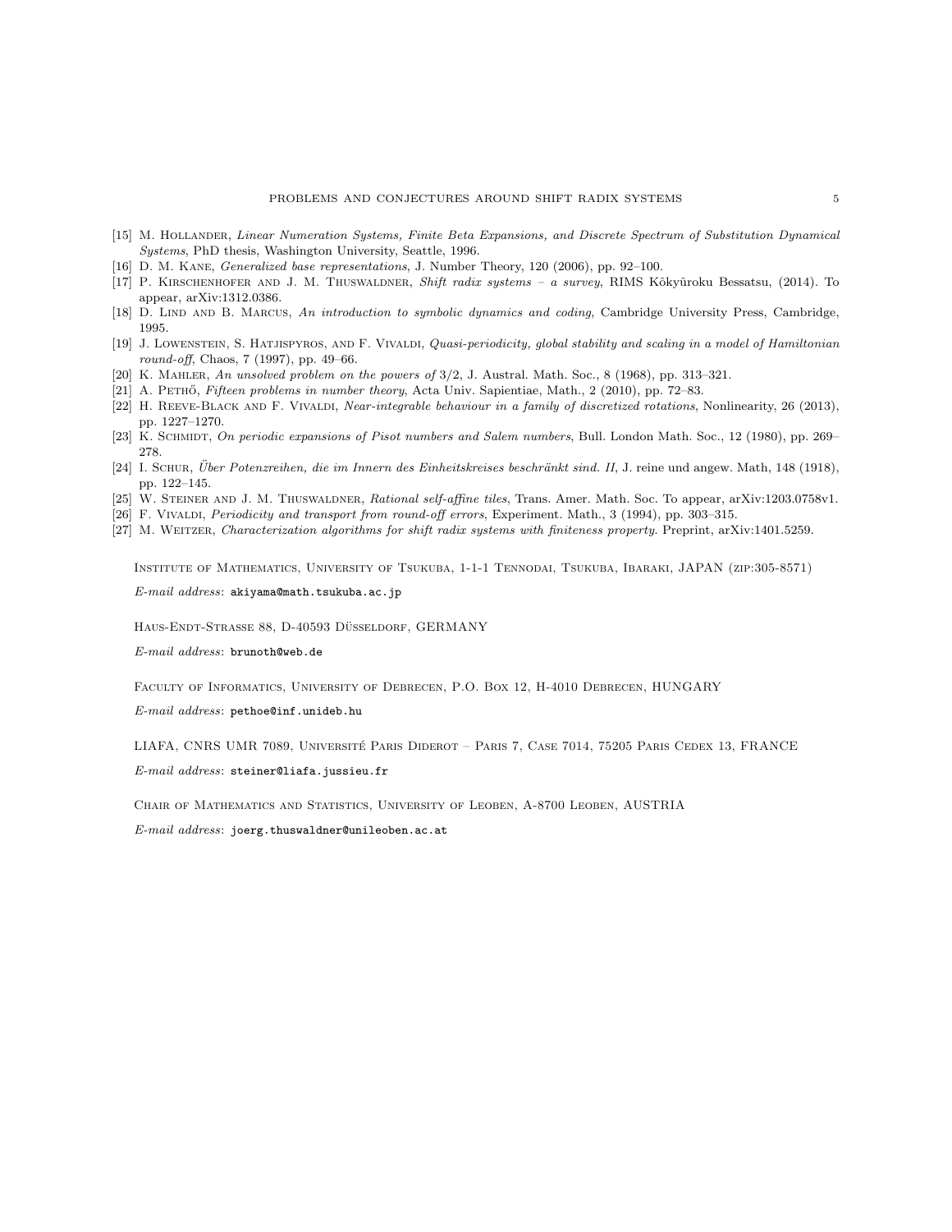[15] M. Hollander, *Linear Numeration Systems, Finite Beta Expansions, and Discrete Spectrum of Substitution Dynamical Systems*, PhD thesis, Washington University, Seattle, 1996.

[16] D. M. Kane, *Generalized base representations*, J. Number Theory, 120 (2006), pp. 92–100.

[17] P. Kirschenhofer and J. M. Thuswaldner, *Shift radix systems – a survey*, RIMS Kôkyûroku Bessatsu, (2014). To appear, arXiv:1312.0386.

[18] D. Lind and B. Marcus, *An introduction to symbolic dynamics and coding*, Cambridge University Press, Cambridge, 1995.

[19] J. Lowenstein, S. Hatjispyros, and F. Vivaldi, *Quasi-periodicity, global stability and scaling in a model of Hamiltonian round-off*, Chaos, 7 (1997), pp. 49–66.

[20] K. Mahler, *An unsolved problem on the powers of* 3/2, J. Austral. Math. Soc., 8 (1968), pp. 313–321.

[21] A. Pethő, *Fifteen problems in number theory*, Acta Univ. Sapientiae, Math., 2 (2010), pp. 72–83.

[22] H. Reeve-Black and F. Vivaldi, *Near-integrable behaviour in a family of discretized rotations*, Nonlinearity, 26 (2013), pp. 1227–1270.

[23] K. Schmidt, *On periodic expansions of Pisot numbers and Salem numbers*, Bull. London Math. Soc., 12 (1980), pp. 269–278.

[24] I. Schur, *Über Potenzreihen, die im Innern des Einheitskreises beschränkt sind. II*, J. reine und angew. Math, 148 (1918), pp. 122–145.

[25] W. Steiner and J. M. Thuswaldner, *Rational self-affine tiles*, Trans. Amer. Math. Soc. To appear, arXiv:1203.0758v1.

[26] F. Vivaldi, *Periodicity and transport from round-off errors*, Experiment. Math., 3 (1994), pp. 303–315.

[27] M. Weitzer, *Characterization algorithms for shift radix systems with finiteness property*. Preprint, arXiv:1401.5259.

Institute of Mathematics, University of Tsukuba, 1-1-1 Tennodai, Tsukuba, Ibaraki, JAPAN (zip:305-8571)

*E-mail address*: akiyama@math.tsukuba.ac.jp

Haus-Endt-Strasse 88, D-40593 Düsseldorf, GERMANY

*E-mail address*: brunoth@web.de

Faculty of Informatics, University of Debrecen, P.O. Box 12, H-4010 Debrecen, HUNGARY

*E-mail address*: pethoe@inf.unideb.hu

LIAFA, CNRS UMR 7089, Université Paris Diderot – Paris 7, Case 7014, 75205 Paris Cedex 13, FRANCE

*E-mail address*: steiner@liafa.jussieu.fr

Chair of Mathematics and Statistics, University of Leoben, A-8700 Leoben, AUSTRIA

*E-mail address*: joerg.thuswaldner@unileoben.ac.at